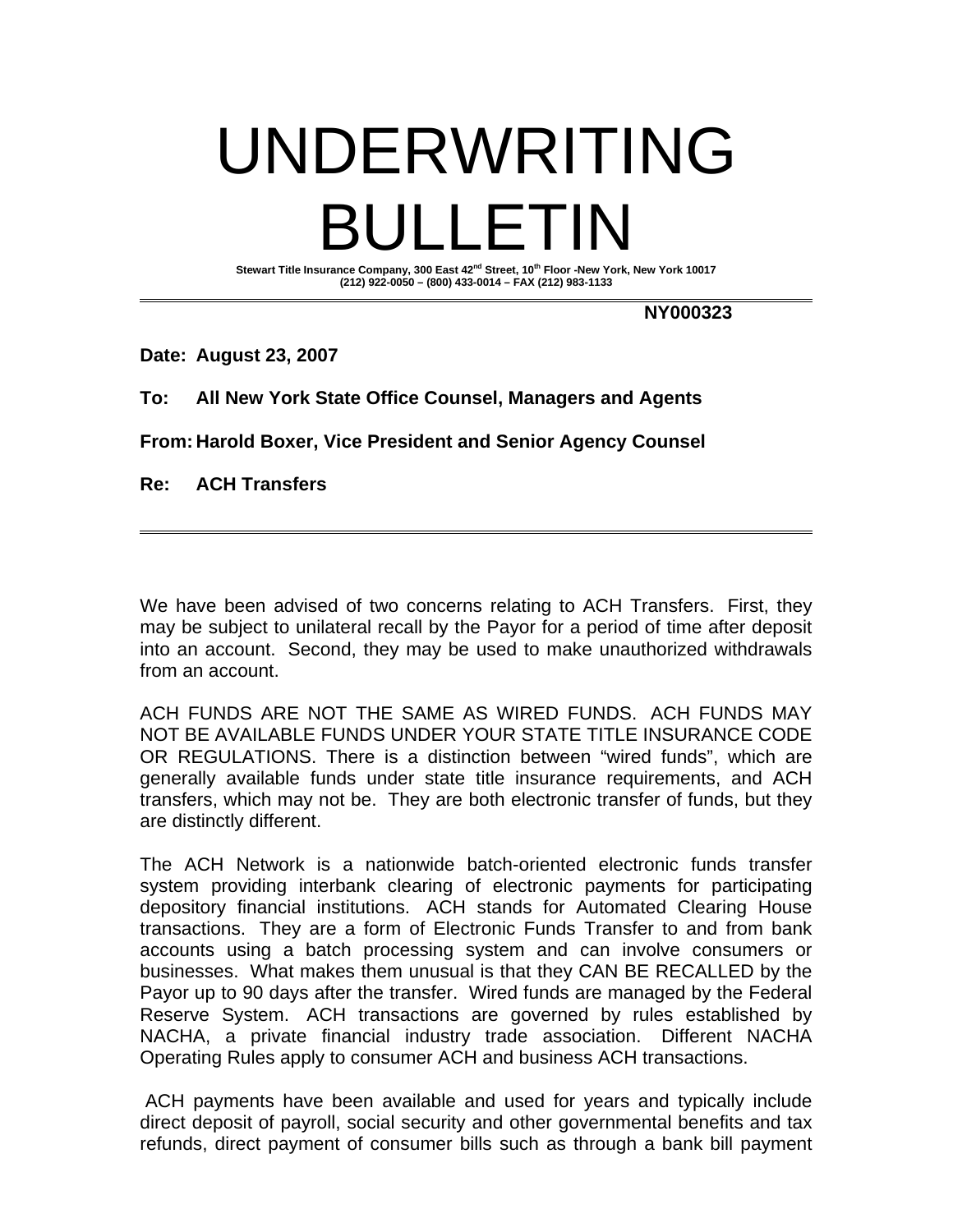# UNDERWRITING BULLETIN

**Stewart Title Insurance Company, 300 East 42nd Street, 10th Floor -New York, New York 10017**
**(212) 922-0050 – (800) 433-0014 – FAX (212) 983-1133**

---

**NY000323**

**Date: August 23, 2007**

**To: All New York State Office Counsel, Managers and Agents**

**From: Harold Boxer, Vice President and Senior Agency Counsel**

**Re: ACH Transfers**

---

We have been advised of two concerns relating to ACH Transfers. First, they may be subject to unilateral recall by the Payor for a period of time after deposit into an account. Second, they may be used to make unauthorized withdrawals from an account.

ACH FUNDS ARE NOT THE SAME AS WIRED FUNDS. ACH FUNDS MAY NOT BE AVAILABLE FUNDS UNDER YOUR STATE TITLE INSURANCE CODE OR REGULATIONS. There is a distinction between "wired funds", which are generally available funds under state title insurance requirements, and ACH transfers, which may not be. They are both electronic transfer of funds, but they are distinctly different.

The ACH Network is a nationwide batch-oriented electronic funds transfer system providing interbank clearing of electronic payments for participating depository financial institutions. ACH stands for Automated Clearing House transactions. They are a form of Electronic Funds Transfer to and from bank accounts using a batch processing system and can involve consumers or businesses. What makes them unusual is that they CAN BE RECALLED by the Payor up to 90 days after the transfer. Wired funds are managed by the Federal Reserve System. ACH transactions are governed by rules established by NACHA, a private financial industry trade association. Different NACHA Operating Rules apply to consumer ACH and business ACH transactions.

ACH payments have been available and used for years and typically include direct deposit of payroll, social security and other governmental benefits and tax refunds, direct payment of consumer bills such as through a bank bill payment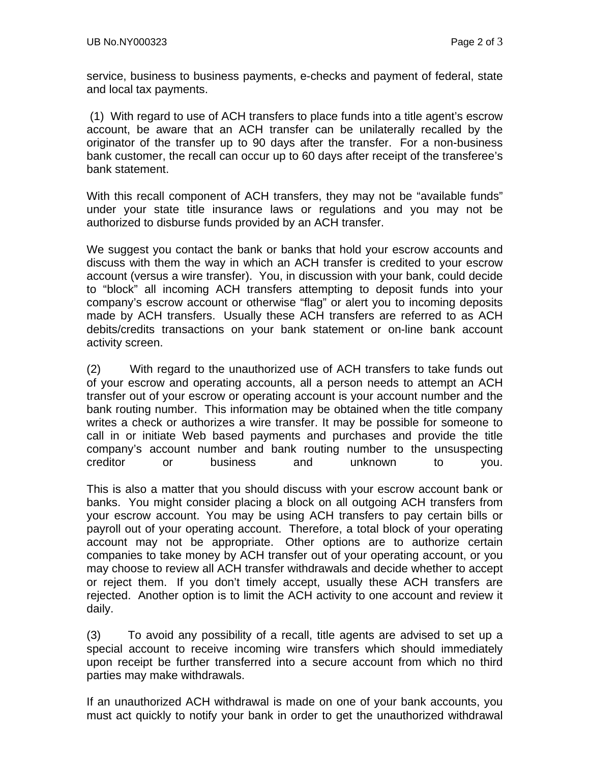service, business to business payments, e-checks and payment of federal, state and local tax payments.

(1) With regard to use of ACH transfers to place funds into a title agent's escrow account, be aware that an ACH transfer can be unilaterally recalled by the originator of the transfer up to 90 days after the transfer. For a non-business bank customer, the recall can occur up to 60 days after receipt of the transferee's bank statement.

With this recall component of ACH transfers, they may not be "available funds" under your state title insurance laws or regulations and you may not be authorized to disburse funds provided by an ACH transfer.

We suggest you contact the bank or banks that hold your escrow accounts and discuss with them the way in which an ACH transfer is credited to your escrow account (versus a wire transfer). You, in discussion with your bank, could decide to "block" all incoming ACH transfers attempting to deposit funds into your company's escrow account or otherwise "flag" or alert you to incoming deposits made by ACH transfers. Usually these ACH transfers are referred to as ACH debits/credits transactions on your bank statement or on-line bank account activity screen.

(2) With regard to the unauthorized use of ACH transfers to take funds out of your escrow and operating accounts, all a person needs to attempt an ACH transfer out of your escrow or operating account is your account number and the bank routing number. This information may be obtained when the title company writes a check or authorizes a wire transfer. It may be possible for someone to call in or initiate Web based payments and purchases and provide the title company's account number and bank routing number to the unsuspecting creditor or business and unknown to you.

This is also a matter that you should discuss with your escrow account bank or banks. You might consider placing a block on all outgoing ACH transfers from your escrow account. You may be using ACH transfers to pay certain bills or payroll out of your operating account. Therefore, a total block of your operating account may not be appropriate. Other options are to authorize certain companies to take money by ACH transfer out of your operating account, or you may choose to review all ACH transfer withdrawals and decide whether to accept or reject them. If you don't timely accept, usually these ACH transfers are rejected. Another option is to limit the ACH activity to one account and review it daily.

(3) To avoid any possibility of a recall, title agents are advised to set up a special account to receive incoming wire transfers which should immediately upon receipt be further transferred into a secure account from which no third parties may make withdrawals.

If an unauthorized ACH withdrawal is made on one of your bank accounts, you must act quickly to notify your bank in order to get the unauthorized withdrawal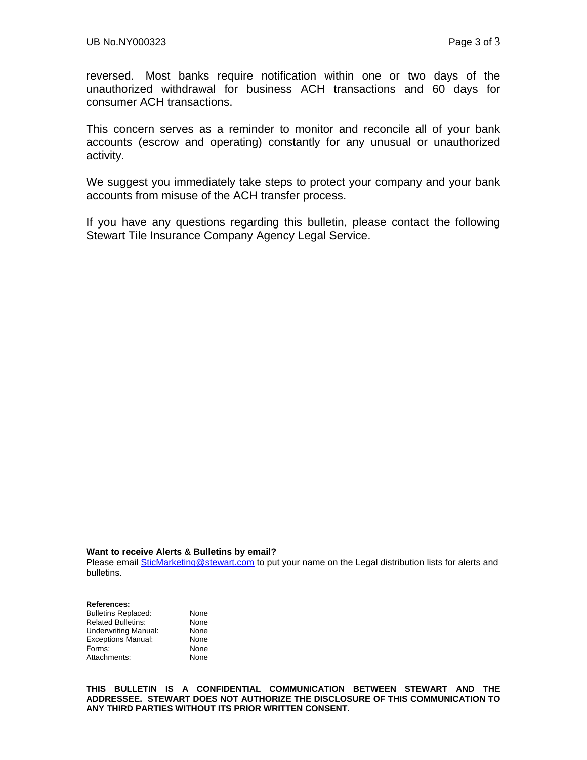reversed. Most banks require notification within one or two days of the unauthorized withdrawal for business ACH transactions and 60 days for consumer ACH transactions.

This concern serves as a reminder to monitor and reconcile all of your bank accounts (escrow and operating) constantly for any unusual or unauthorized activity.

We suggest you immediately take steps to protect your company and your bank accounts from misuse of the ACH transfer process.

If you have any questions regarding this bulletin, please contact the following Stewart Tile Insurance Company Agency Legal Service.

**Want to receive Alerts & Bulletins by email?**
Please email StiсMarketing@stewart.com to put your name on the Legal distribution lists for alerts and bulletins.

**References:**

| | |
|---|---|
| Bulletins Replaced: | None |
| Related Bulletins: | None |
| Underwriting Manual: | None |
| Exceptions Manual: | None |
| Forms: | None |
| Attachments: | None |

**THIS BULLETIN IS A CONFIDENTIAL COMMUNICATION BETWEEN STEWART AND THE ADDRESSEE. STEWART DOES NOT AUTHORIZE THE DISCLOSURE OF THIS COMMUNICATION TO ANY THIRD PARTIES WITHOUT ITS PRIOR WRITTEN CONSENT.**